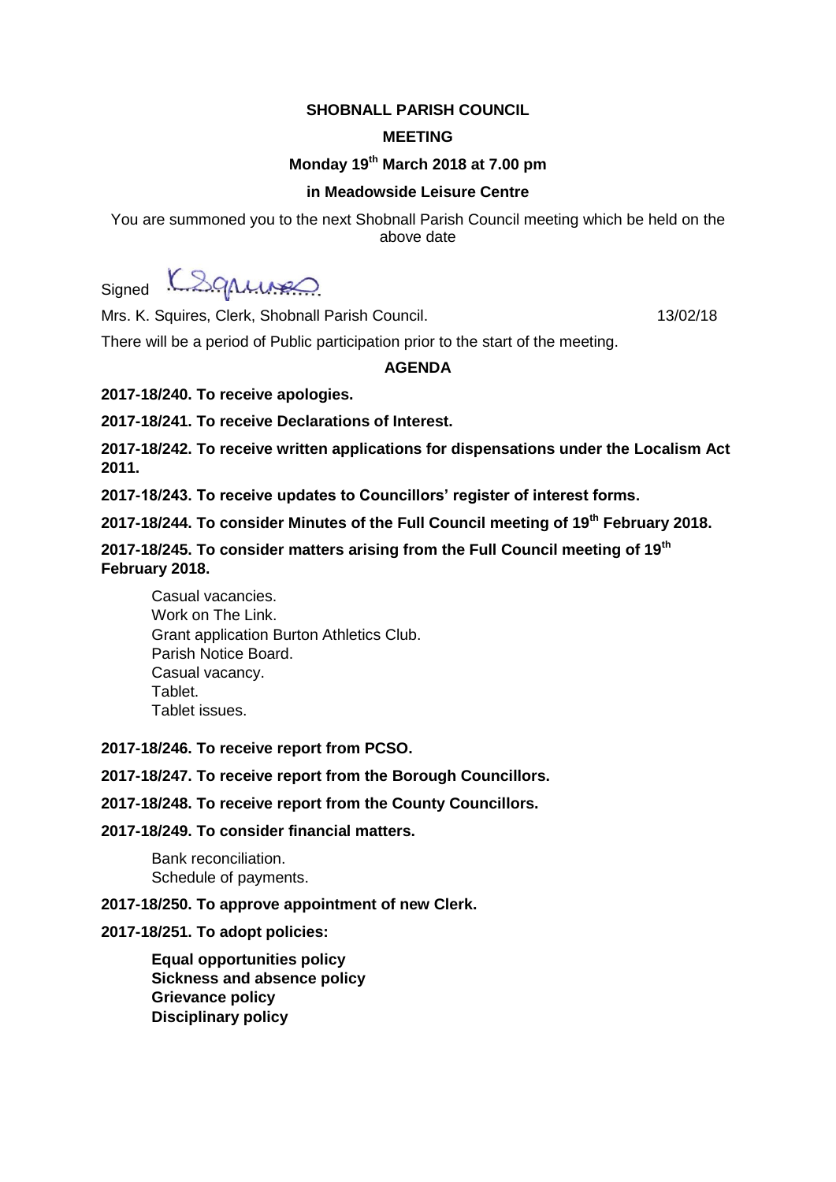**SHOBNALL PARISH COUNCIL**

**MEETING**

**Monday 19th March 2018 at 7.00 pm**

**in Meadowside Leisure Centre**

You are summoned you to the next Shobnall Parish Council meeting which be held on the above date

Signed K Squires

Mrs. K. Squires, Clerk, Shobnall Parish Council. 13/02/18

There will be a period of Public participation prior to the start of the meeting.

**AGENDA**

**2017-18/240. To receive apologies.**

**2017-18/241. To receive Declarations of Interest.**

**2017-18/242. To receive written applications for dispensations under the Localism Act 2011.**

**2017-18/243. To receive updates to Councillors' register of interest forms.**

**2017-18/244. To consider Minutes of the Full Council meeting of 19th February 2018.**

**2017-18/245. To consider matters arising from the Full Council meeting of 19th February 2018.**

Casual vacancies.
Work on The Link.
Grant application Burton Athletics Club.
Parish Notice Board.
Casual vacancy.
Tablet.
Tablet issues.

**2017-18/246. To receive report from PCSO.**

**2017-18/247. To receive report from the Borough Councillors.**

**2017-18/248. To receive report from the County Councillors.**

**2017-18/249. To consider financial matters.**

Bank reconciliation.
Schedule of payments.

**2017-18/250. To approve appointment of new Clerk.**

**2017-18/251. To adopt policies:**

**Equal opportunities policy**
**Sickness and absence policy**
**Grievance policy**
**Disciplinary policy**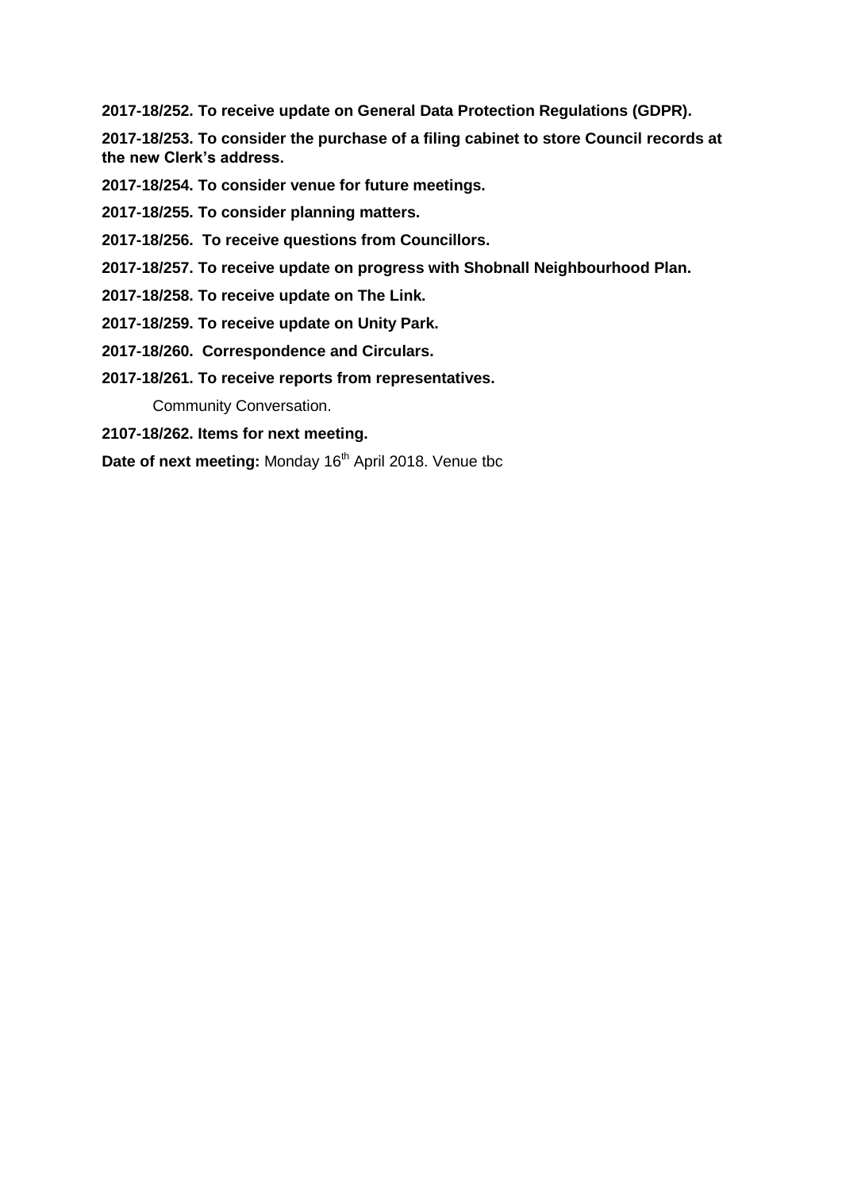**2017-18/252. To receive update on General Data Protection Regulations (GDPR).**

**2017-18/253. To consider the purchase of a filing cabinet to store Council records at the new Clerk's address.**

**2017-18/254. To consider venue for future meetings.**

**2017-18/255. To consider planning matters.**

**2017-18/256. To receive questions from Councillors.**

**2017-18/257. To receive update on progress with Shobnall Neighbourhood Plan.**

**2017-18/258. To receive update on The Link.**

**2017-18/259. To receive update on Unity Park.**

**2017-18/260. Correspondence and Circulars.**

**2017-18/261. To receive reports from representatives.**

Community Conversation.

**2107-18/262. Items for next meeting.**

**Date of next meeting:** Monday 16th April 2018. Venue tbc